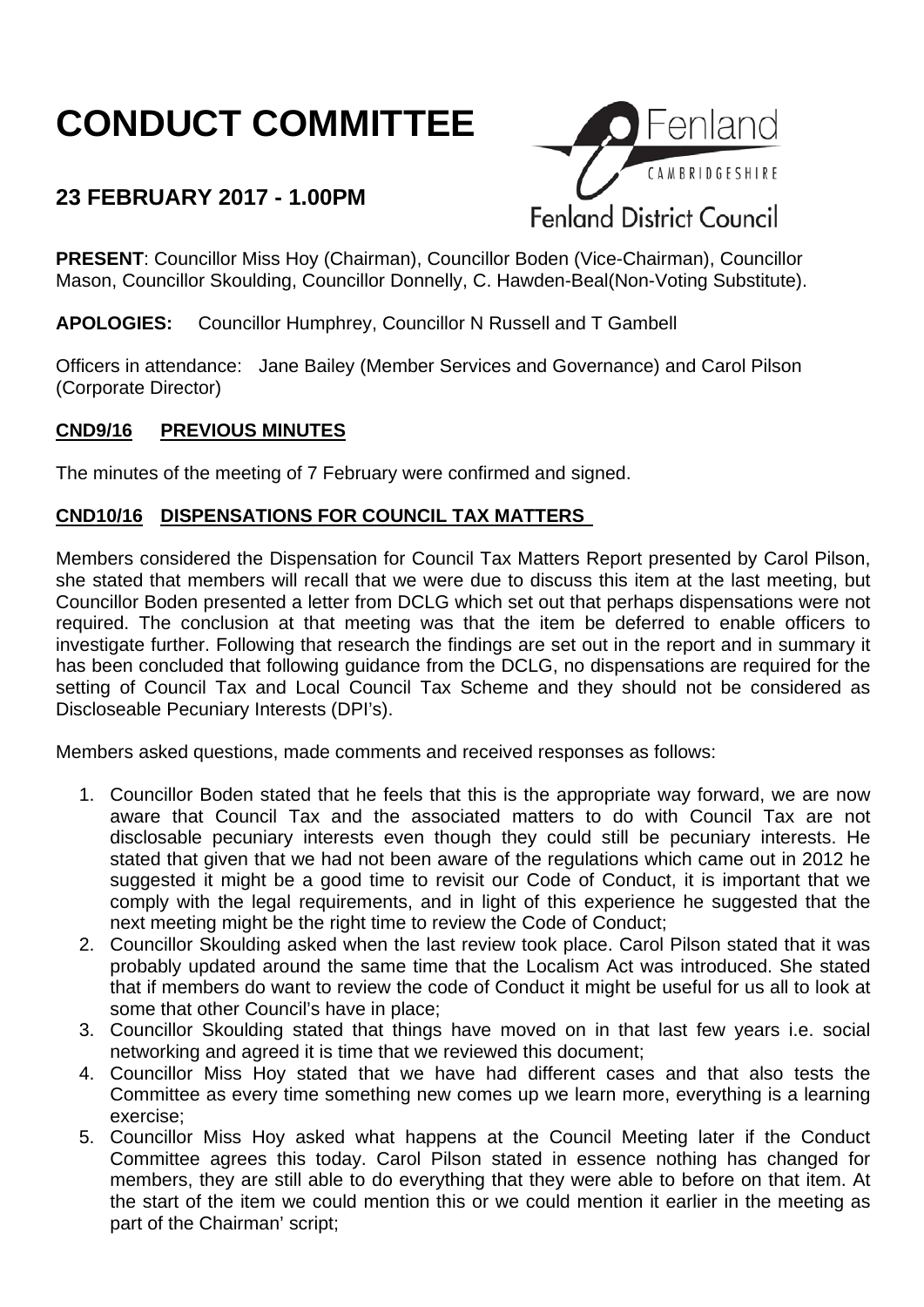# CONDUCT COMMITTEE

## 23 FEBRUARY 2017 - 1.00PM

**PRESENT**: Councillor Miss Hoy (Chairman), Councillor Boden (Vice-Chairman), Councillor Mason, Councillor Skoulding, Councillor Donnelly, C. Hawden-Beal(Non-Voting Substitute).

**APOLOGIES:** Councillor Humphrey, Councillor N Russell and T Gambell

Officers in attendance: Jane Bailey (Member Services and Governance) and Carol Pilson (Corporate Director)

**CND9/16 PREVIOUS MINUTES**

The minutes of the meeting of 7 February were confirmed and signed.

**CND10/16 DISPENSATIONS FOR COUNCIL TAX MATTERS**

Members considered the Dispensation for Council Tax Matters Report presented by Carol Pilson, she stated that members will recall that we were due to discuss this item at the last meeting, but Councillor Boden presented a letter from DCLG which set out that perhaps dispensations were not required. The conclusion at that meeting was that the item be deferred to enable officers to investigate further. Following that research the findings are set out in the report and in summary it has been concluded that following guidance from the DCLG, no dispensations are required for the setting of Council Tax and Local Council Tax Scheme and they should not be considered as Discloseable Pecuniary Interests (DPI's).

Members asked questions, made comments and received responses as follows:

1. Councillor Boden stated that he feels that this is the appropriate way forward, we are now aware that Council Tax and the associated matters to do with Council Tax are not disclosable pecuniary interests even though they could still be pecuniary interests. He stated that given that we had not been aware of the regulations which came out in 2012 he suggested it might be a good time to revisit our Code of Conduct, it is important that we comply with the legal requirements, and in light of this experience he suggested that the next meeting might be the right time to review the Code of Conduct;
2. Councillor Skoulding asked when the last review took place. Carol Pilson stated that it was probably updated around the same time that the Localism Act was introduced. She stated that if members do want to review the code of Conduct it might be useful for us all to look at some that other Council's have in place;
3. Councillor Skoulding stated that things have moved on in that last few years i.e. social networking and agreed it is time that we reviewed this document;
4. Councillor Miss Hoy stated that we have had different cases and that also tests the Committee as every time something new comes up we learn more, everything is a learning exercise;
5. Councillor Miss Hoy asked what happens at the Council Meeting later if the Conduct Committee agrees this today. Carol Pilson stated in essence nothing has changed for members, they are still able to do everything that they were able to before on that item. At the start of the item we could mention this or we could mention it earlier in the meeting as part of the Chairman' script;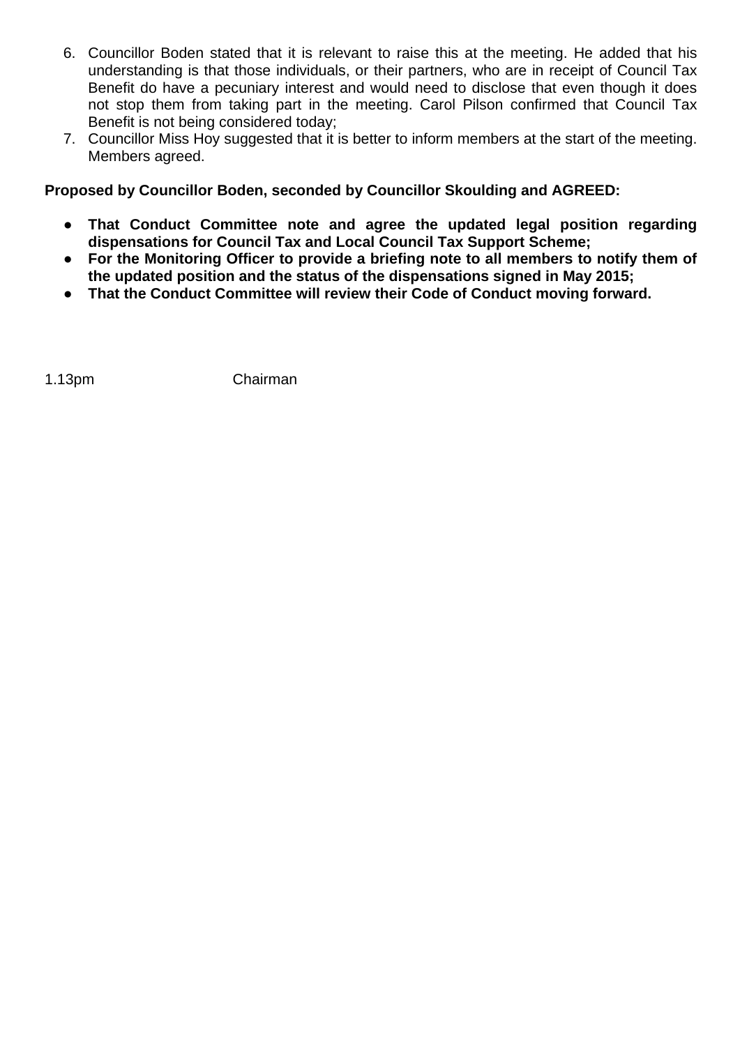6. Councillor Boden stated that it is relevant to raise this at the meeting. He added that his understanding is that those individuals, or their partners, who are in receipt of Council Tax Benefit do have a pecuniary interest and would need to disclose that even though it does not stop them from taking part in the meeting. Carol Pilson confirmed that Council Tax Benefit is not being considered today;
7. Councillor Miss Hoy suggested that it is better to inform members at the start of the meeting. Members agreed.

**Proposed by Councillor Boden, seconded by Councillor Skoulding and AGREED:**

- **That Conduct Committee note and agree the updated legal position regarding dispensations for Council Tax and Local Council Tax Support Scheme;**
- **For the Monitoring Officer to provide a briefing note to all members to notify them of the updated position and the status of the dispensations signed in May 2015;**
- **That the Conduct Committee will review their Code of Conduct moving forward.**

1.13pm Chairman